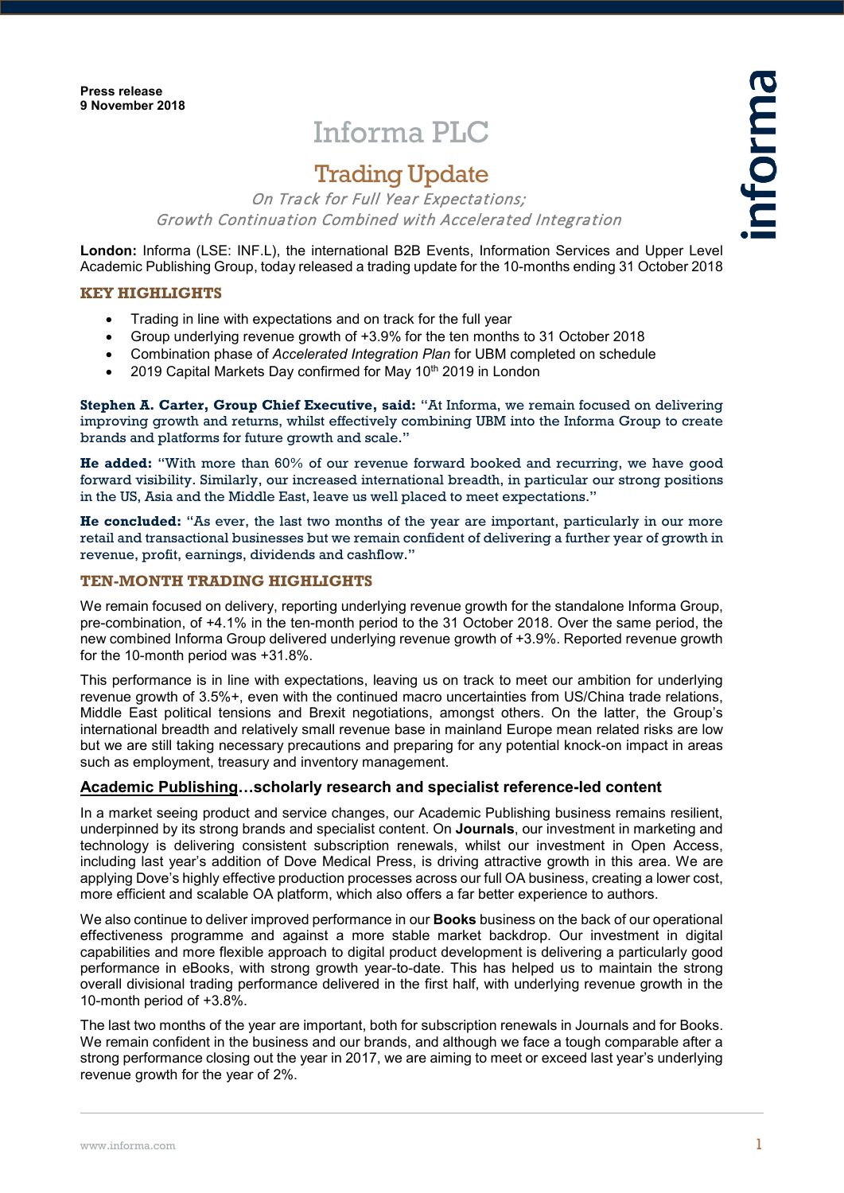**Press release**
**9 November 2018**

# Informa PLC

## Trading Update

*On Track for Full Year Expectations;*
*Growth Continuation Combined with Accelerated Integration*

**London:** Informa (LSE: INF.L), the international B2B Events, Information Services and Upper Level Academic Publishing Group, today released a trading update for the 10-months ending 31 October 2018

### KEY HIGHLIGHTS

- Trading in line with expectations and on track for the full year
- Group underlying revenue growth of +3.9% for the ten months to 31 October 2018
- Combination phase of *Accelerated Integration Plan* for UBM completed on schedule
- 2019 Capital Markets Day confirmed for May 10th 2019 in London

**Stephen A. Carter, Group Chief Executive, said:** "At Informa, we remain focused on delivering improving growth and returns, whilst effectively combining UBM into the Informa Group to create brands and platforms for future growth and scale."

**He added:** "With more than 60% of our revenue forward booked and recurring, we have good forward visibility. Similarly, our increased international breadth, in particular our strong positions in the US, Asia and the Middle East, leave us well placed to meet expectations."

**He concluded:** "As ever, the last two months of the year are important, particularly in our more retail and transactional businesses but we remain confident of delivering a further year of growth in revenue, profit, earnings, dividends and cashflow."

### TEN-MONTH TRADING HIGHLIGHTS

We remain focused on delivery, reporting underlying revenue growth for the standalone Informa Group, pre-combination, of +4.1% in the ten-month period to the 31 October 2018. Over the same period, the new combined Informa Group delivered underlying revenue growth of +3.9%. Reported revenue growth for the 10-month period was +31.8%.

This performance is in line with expectations, leaving us on track to meet our ambition for underlying revenue growth of 3.5%+, even with the continued macro uncertainties from US/China trade relations, Middle East political tensions and Brexit negotiations, amongst others. On the latter, the Group's international breadth and relatively small revenue base in mainland Europe mean related risks are low but we are still taking necessary precautions and preparing for any potential knock-on impact in areas such as employment, treasury and inventory management.

#### Academic Publishing…scholarly research and specialist reference-led content

In a market seeing product and service changes, our Academic Publishing business remains resilient, underpinned by its strong brands and specialist content. On **Journals**, our investment in marketing and technology is delivering consistent subscription renewals, whilst our investment in Open Access, including last year's addition of Dove Medical Press, is driving attractive growth in this area. We are applying Dove's highly effective production processes across our full OA business, creating a lower cost, more efficient and scalable OA platform, which also offers a far better experience to authors.

We also continue to deliver improved performance in our **Books** business on the back of our operational effectiveness programme and against a more stable market backdrop. Our investment in digital capabilities and more flexible approach to digital product development is delivering a particularly good performance in eBooks, with strong growth year-to-date. This has helped us to maintain the strong overall divisional trading performance delivered in the first half, with underlying revenue growth in the 10-month period of +3.8%.

The last two months of the year are important, both for subscription renewals in Journals and for Books. We remain confident in the business and our brands, and although we face a tough comparable after a strong performance closing out the year in 2017, we are aiming to meet or exceed last year's underlying revenue growth for the year of 2%.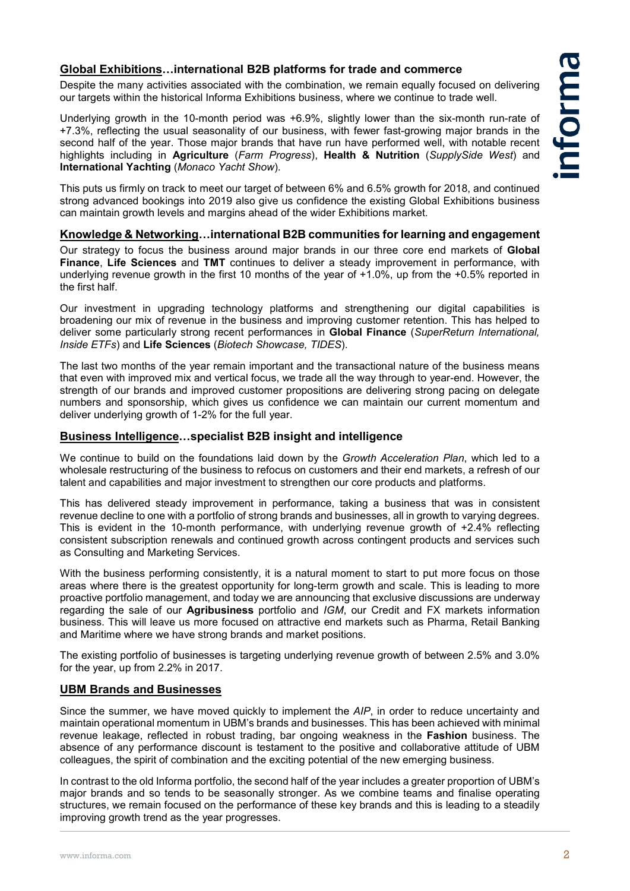## Global Exhibitions…international B2B platforms for trade and commerce

Despite the many activities associated with the combination, we remain equally focused on delivering our targets within the historical Informa Exhibitions business, where we continue to trade well.

Underlying growth in the 10-month period was +6.9%, slightly lower than the six-month run-rate of +7.3%, reflecting the usual seasonality of our business, with fewer fast-growing major brands in the second half of the year. Those major brands that have run have performed well, with notable recent highlights including in **Agriculture** (*Farm Progress*), **Health & Nutrition** (*SupplySide West*) and **International Yachting** (*Monaco Yacht Show*).

This puts us firmly on track to meet our target of between 6% and 6.5% growth for 2018, and continued strong advanced bookings into 2019 also give us confidence the existing Global Exhibitions business can maintain growth levels and margins ahead of the wider Exhibitions market.

## Knowledge & Networking…international B2B communities for learning and engagement

Our strategy to focus the business around major brands in our three core end markets of **Global Finance**, **Life Sciences** and **TMT** continues to deliver a steady improvement in performance, with underlying revenue growth in the first 10 months of the year of +1.0%, up from the +0.5% reported in the first half.

Our investment in upgrading technology platforms and strengthening our digital capabilities is broadening our mix of revenue in the business and improving customer retention. This has helped to deliver some particularly strong recent performances in **Global Finance** (*SuperReturn International, Inside ETFs*) and **Life Sciences** (*Biotech Showcase, TIDES*).

The last two months of the year remain important and the transactional nature of the business means that even with improved mix and vertical focus, we trade all the way through to year-end. However, the strength of our brands and improved customer propositions are delivering strong pacing on delegate numbers and sponsorship, which gives us confidence we can maintain our current momentum and deliver underlying growth of 1-2% for the full year.

## Business Intelligence…specialist B2B insight and intelligence

We continue to build on the foundations laid down by the *Growth Acceleration Plan*, which led to a wholesale restructuring of the business to refocus on customers and their end markets, a refresh of our talent and capabilities and major investment to strengthen our core products and platforms.

This has delivered steady improvement in performance, taking a business that was in consistent revenue decline to one with a portfolio of strong brands and businesses, all in growth to varying degrees. This is evident in the 10-month performance, with underlying revenue growth of +2.4% reflecting consistent subscription renewals and continued growth across contingent products and services such as Consulting and Marketing Services.

With the business performing consistently, it is a natural moment to start to put more focus on those areas where there is the greatest opportunity for long-term growth and scale. This is leading to more proactive portfolio management, and today we are announcing that exclusive discussions are underway regarding the sale of our **Agribusiness** portfolio and *IGM*, our Credit and FX markets information business. This will leave us more focused on attractive end markets such as Pharma, Retail Banking and Maritime where we have strong brands and market positions.

The existing portfolio of businesses is targeting underlying revenue growth of between 2.5% and 3.0% for the year, up from 2.2% in 2017.

## UBM Brands and Businesses

Since the summer, we have moved quickly to implement the *AIP*, in order to reduce uncertainty and maintain operational momentum in UBM's brands and businesses. This has been achieved with minimal revenue leakage, reflected in robust trading, bar ongoing weakness in the **Fashion** business. The absence of any performance discount is testament to the positive and collaborative attitude of UBM colleagues, the spirit of combination and the exciting potential of the new emerging business.

In contrast to the old Informa portfolio, the second half of the year includes a greater proportion of UBM's major brands and so tends to be seasonally stronger. As we combine teams and finalise operating structures, we remain focused on the performance of these key brands and this is leading to a steadily improving growth trend as the year progresses.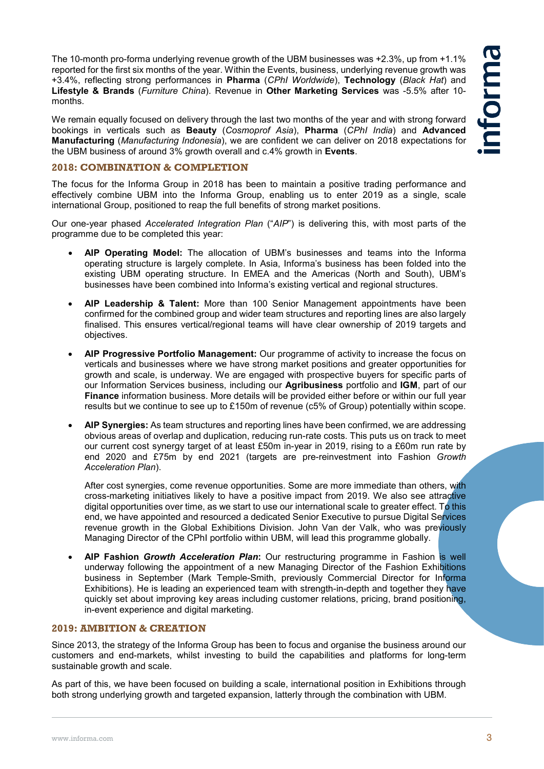The 10-month pro-forma underlying revenue growth of the UBM businesses was +2.3%, up from +1.1% reported for the first six months of the year. Within the Events, business, underlying revenue growth was +3.4%, reflecting strong performances in **Pharma** (*CPhI Worldwide*), **Technology** (*Black Hat*) and **Lifestyle & Brands** (*Furniture China*). Revenue in **Other Marketing Services** was -5.5% after 10-months.

We remain equally focused on delivery through the last two months of the year and with strong forward bookings in verticals such as **Beauty** (*Cosmoprof Asia*), **Pharma** (*CPhI India*) and **Advanced Manufacturing** (*Manufacturing Indonesia*), we are confident we can deliver on 2018 expectations for the UBM business of around 3% growth overall and c.4% growth in **Events**.

## 2018: COMBINATION & COMPLETION

The focus for the Informa Group in 2018 has been to maintain a positive trading performance and effectively combine UBM into the Informa Group, enabling us to enter 2019 as a single, scale international Group, positioned to reap the full benefits of strong market positions.

Our one-year phased *Accelerated Integration Plan* ("*AIP*") is delivering this, with most parts of the programme due to be completed this year:

- **AIP Operating Model:** The allocation of UBM's businesses and teams into the Informa operating structure is largely complete. In Asia, Informa's business has been folded into the existing UBM operating structure. In EMEA and the Americas (North and South), UBM's businesses have been combined into Informa's existing vertical and regional structures.

- **AIP Leadership & Talent:** More than 100 Senior Management appointments have been confirmed for the combined group and wider team structures and reporting lines are also largely finalised. This ensures vertical/regional teams will have clear ownership of 2019 targets and objectives.

- **AIP Progressive Portfolio Management:** Our programme of activity to increase the focus on verticals and businesses where we have strong market positions and greater opportunities for growth and scale, is underway. We are engaged with prospective buyers for specific parts of our Information Services business, including our **Agribusiness** portfolio and **IGM**, part of our **Finance** information business. More details will be provided either before or within our full year results but we continue to see up to £150m of revenue (c5% of Group) potentially within scope.

- **AIP Synergies:** As team structures and reporting lines have been confirmed, we are addressing obvious areas of overlap and duplication, reducing run-rate costs. This puts us on track to meet our current cost synergy target of at least £50m in-year in 2019, rising to a £60m run rate by end 2020 and £75m by end 2021 (targets are pre-reinvestment into Fashion *Growth Acceleration Plan*).

  After cost synergies, come revenue opportunities. Some are more immediate than others, with cross-marketing initiatives likely to have a positive impact from 2019. We also see attractive digital opportunities over time, as we start to use our international scale to greater effect. To this end, we have appointed and resourced a dedicated Senior Executive to pursue Digital Services revenue growth in the Global Exhibitions Division. John Van der Valk, who was previously Managing Director of the CPhI portfolio within UBM, will lead this programme globally.

- **AIP Fashion *Growth Acceleration Plan*:** Our restructuring programme in Fashion is well underway following the appointment of a new Managing Director of the Fashion Exhibitions business in September (Mark Temple-Smith, previously Commercial Director for Informa Exhibitions). He is leading an experienced team with strength-in-depth and together they have quickly set about improving key areas including customer relations, pricing, brand positioning, in-event experience and digital marketing.

## 2019: AMBITION & CREATION

Since 2013, the strategy of the Informa Group has been to focus and organise the business around our customers and end-markets, whilst investing to build the capabilities and platforms for long-term sustainable growth and scale.

As part of this, we have been focused on building a scale, international position in Exhibitions through both strong underlying growth and targeted expansion, latterly through the combination with UBM.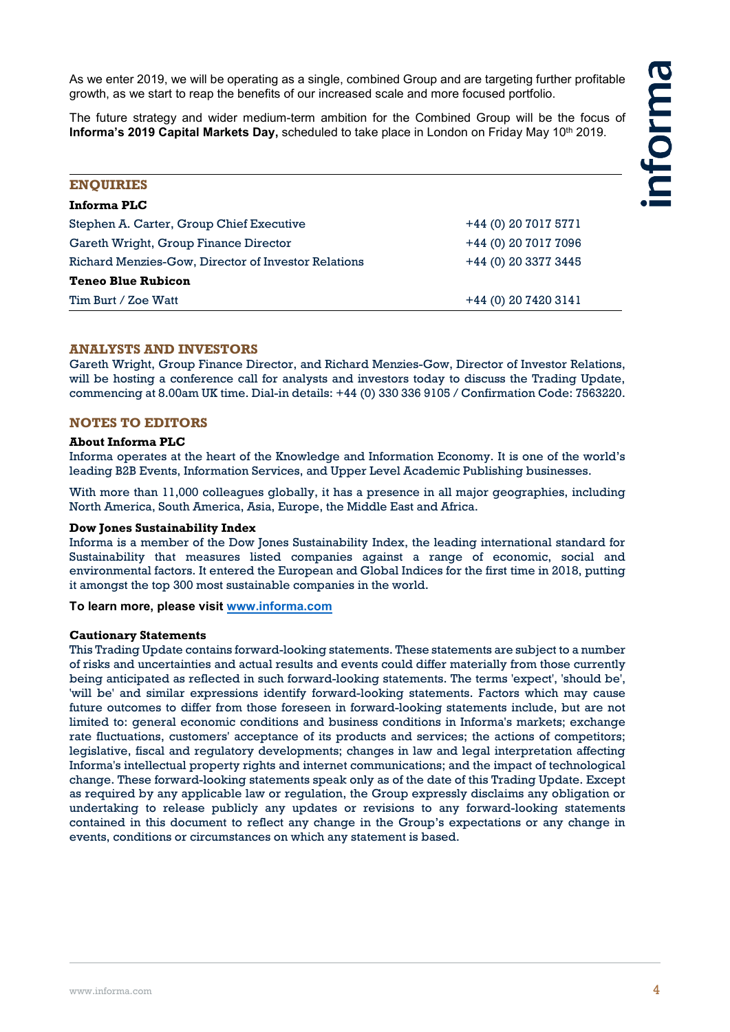As we enter 2019, we will be operating as a single, combined Group and are targeting further profitable growth, as we start to reap the benefits of our increased scale and more focused portfolio.

The future strategy and wider medium-term ambition for the Combined Group will be the focus of **Informa's 2019 Capital Markets Day,** scheduled to take place in London on Friday May 10th 2019.

## ENQUIRIES

| | |
|---|---|
| **Informa PLC** | |
| Stephen A. Carter, Group Chief Executive | +44 (0) 20 7017 5771 |
| Gareth Wright, Group Finance Director | +44 (0) 20 7017 7096 |
| Richard Menzies-Gow, Director of Investor Relations | +44 (0) 20 3377 3445 |
| **Teneo Blue Rubicon** | |
| Tim Burt / Zoe Watt | +44 (0) 20 7420 3141 |

## ANALYSTS AND INVESTORS

Gareth Wright, Group Finance Director, and Richard Menzies-Gow, Director of Investor Relations, will be hosting a conference call for analysts and investors today to discuss the Trading Update, commencing at 8.00am UK time. Dial-in details: +44 (0) 330 336 9105 / Confirmation Code: 7563220.

## NOTES TO EDITORS

**About Informa PLC**

Informa operates at the heart of the Knowledge and Information Economy. It is one of the world's leading B2B Events, Information Services, and Upper Level Academic Publishing businesses.

With more than 11,000 colleagues globally, it has a presence in all major geographies, including North America, South America, Asia, Europe, the Middle East and Africa.

**Dow Jones Sustainability Index**

Informa is a member of the Dow Jones Sustainability Index, the leading international standard for Sustainability that measures listed companies against a range of economic, social and environmental factors. It entered the European and Global Indices for the first time in 2018, putting it amongst the top 300 most sustainable companies in the world.

**To learn more, please visit [www.informa.com](http://www.informa.com)**

**Cautionary Statements**

This Trading Update contains forward-looking statements. These statements are subject to a number of risks and uncertainties and actual results and events could differ materially from those currently being anticipated as reflected in such forward-looking statements. The terms 'expect', 'should be', 'will be' and similar expressions identify forward-looking statements. Factors which may cause future outcomes to differ from those foreseen in forward-looking statements include, but are not limited to: general economic conditions and business conditions in Informa's markets; exchange rate fluctuations, customers' acceptance of its products and services; the actions of competitors; legislative, fiscal and regulatory developments; changes in law and legal interpretation affecting Informa's intellectual property rights and internet communications; and the impact of technological change. These forward-looking statements speak only as of the date of this Trading Update. Except as required by any applicable law or regulation, the Group expressly disclaims any obligation or undertaking to release publicly any updates or revisions to any forward-looking statements contained in this document to reflect any change in the Group's expectations or any change in events, conditions or circumstances on which any statement is based.